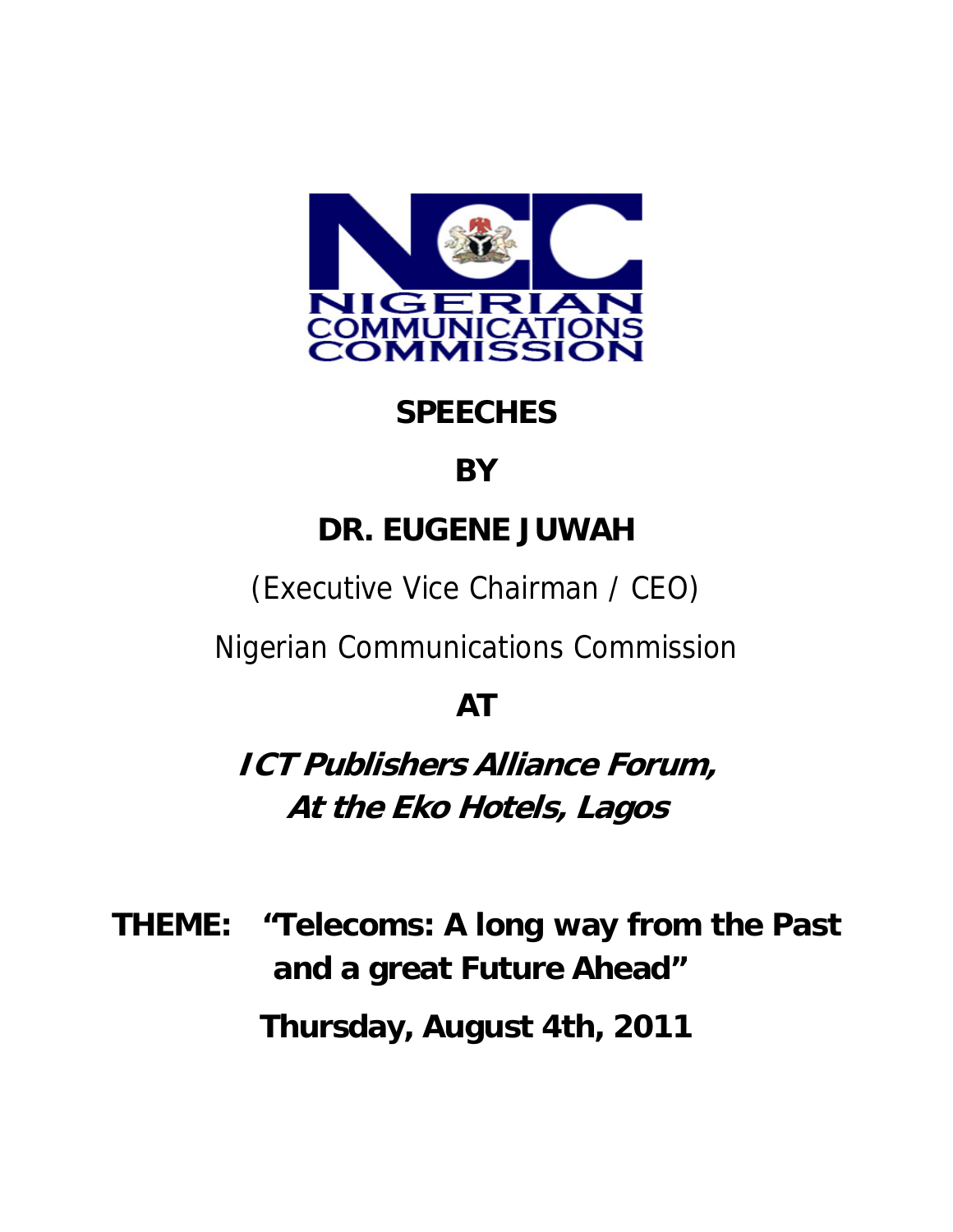# SPEECHES

# BY

# DR. EUGENE JUWAH

(Executive Vice Chairman / CEO)

Nigerian Communications Commission

# AT

***ICT Publishers Alliance Forum, At the Eko Hotels, Lagos***

**THEME: "Telecoms: A long way from the Past and a great Future Ahead"**

**Thursday, August 4th, 2011**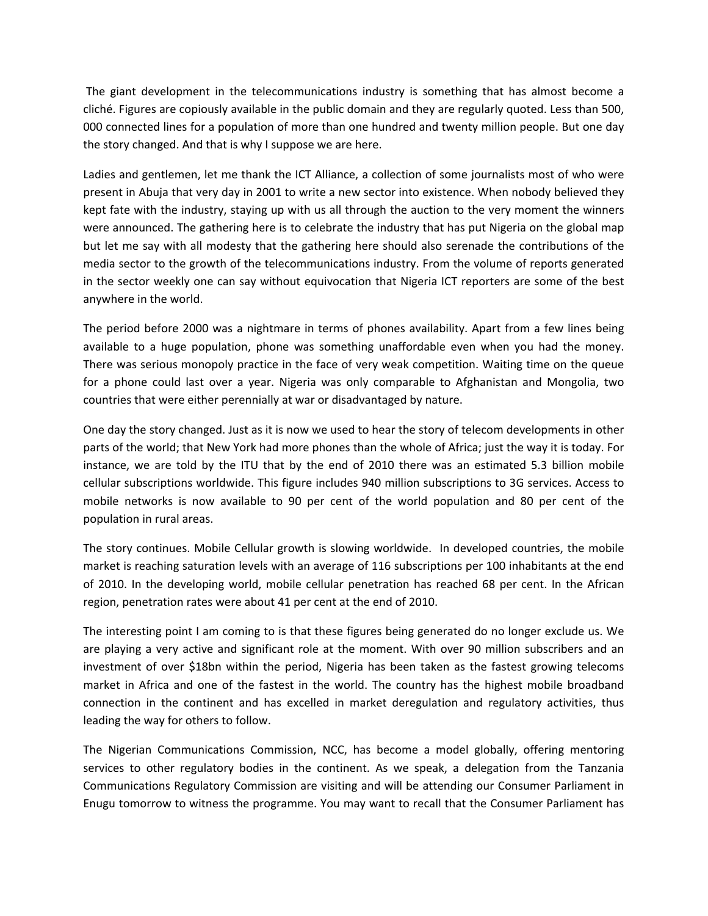The giant development in the telecommunications industry is something that has almost become a cliché. Figures are copiously available in the public domain and they are regularly quoted. Less than 500, 000 connected lines for a population of more than one hundred and twenty million people. But one day the story changed. And that is why I suppose we are here.

Ladies and gentlemen, let me thank the ICT Alliance, a collection of some journalists most of who were present in Abuja that very day in 2001 to write a new sector into existence. When nobody believed they kept fate with the industry, staying up with us all through the auction to the very moment the winners were announced. The gathering here is to celebrate the industry that has put Nigeria on the global map but let me say with all modesty that the gathering here should also serenade the contributions of the media sector to the growth of the telecommunications industry. From the volume of reports generated in the sector weekly one can say without equivocation that Nigeria ICT reporters are some of the best anywhere in the world.

The period before 2000 was a nightmare in terms of phones availability. Apart from a few lines being available to a huge population, phone was something unaffordable even when you had the money. There was serious monopoly practice in the face of very weak competition. Waiting time on the queue for a phone could last over a year. Nigeria was only comparable to Afghanistan and Mongolia, two countries that were either perennially at war or disadvantaged by nature.

One day the story changed. Just as it is now we used to hear the story of telecom developments in other parts of the world; that New York had more phones than the whole of Africa; just the way it is today. For instance, we are told by the ITU that by the end of 2010 there was an estimated 5.3 billion mobile cellular subscriptions worldwide. This figure includes 940 million subscriptions to 3G services. Access to mobile networks is now available to 90 per cent of the world population and 80 per cent of the population in rural areas.

The story continues. Mobile Cellular growth is slowing worldwide. In developed countries, the mobile market is reaching saturation levels with an average of 116 subscriptions per 100 inhabitants at the end of 2010. In the developing world, mobile cellular penetration has reached 68 per cent. In the African region, penetration rates were about 41 per cent at the end of 2010.

The interesting point I am coming to is that these figures being generated do no longer exclude us. We are playing a very active and significant role at the moment. With over 90 million subscribers and an investment of over $18bn within the period, Nigeria has been taken as the fastest growing telecoms market in Africa and one of the fastest in the world. The country has the highest mobile broadband connection in the continent and has excelled in market deregulation and regulatory activities, thus leading the way for others to follow.

The Nigerian Communications Commission, NCC, has become a model globally, offering mentoring services to other regulatory bodies in the continent. As we speak, a delegation from the Tanzania Communications Regulatory Commission are visiting and will be attending our Consumer Parliament in Enugu tomorrow to witness the programme. You may want to recall that the Consumer Parliament has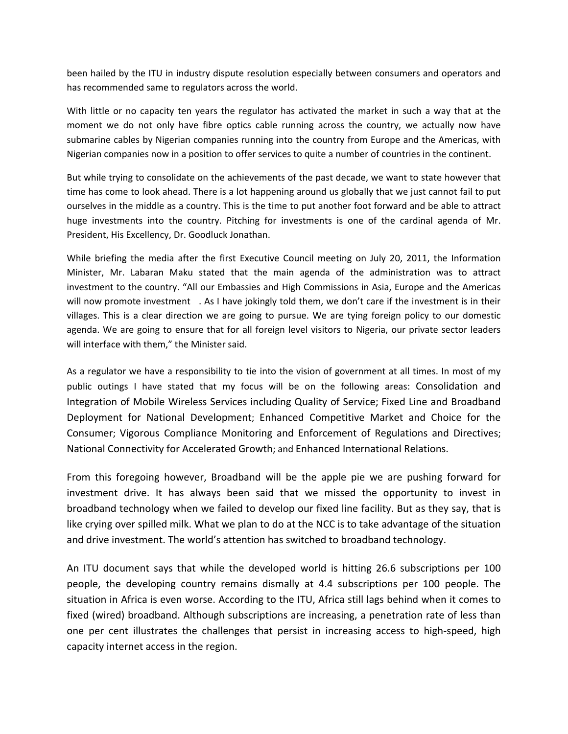been hailed by the ITU in industry dispute resolution especially between consumers and operators and has recommended same to regulators across the world.

With little or no capacity ten years the regulator has activated the market in such a way that at the moment we do not only have fibre optics cable running across the country, we actually now have submarine cables by Nigerian companies running into the country from Europe and the Americas, with Nigerian companies now in a position to offer services to quite a number of countries in the continent.

But while trying to consolidate on the achievements of the past decade, we want to state however that time has come to look ahead. There is a lot happening around us globally that we just cannot fail to put ourselves in the middle as a country. This is the time to put another foot forward and be able to attract huge investments into the country. Pitching for investments is one of the cardinal agenda of Mr. President, His Excellency, Dr. Goodluck Jonathan.

While briefing the media after the first Executive Council meeting on July 20, 2011, the Information Minister, Mr. Labaran Maku stated that the main agenda of the administration was to attract investment to the country. "All our Embassies and High Commissions in Asia, Europe and the Americas will now promote investment . As I have jokingly told them, we don't care if the investment is in their villages. This is a clear direction we are going to pursue. We are tying foreign policy to our domestic agenda. We are going to ensure that for all foreign level visitors to Nigeria, our private sector leaders will interface with them," the Minister said.

As a regulator we have a responsibility to tie into the vision of government at all times. In most of my public outings I have stated that my focus will be on the following areas: Consolidation and Integration of Mobile Wireless Services including Quality of Service; Fixed Line and Broadband Deployment for National Development; Enhanced Competitive Market and Choice for the Consumer; Vigorous Compliance Monitoring and Enforcement of Regulations and Directives; National Connectivity for Accelerated Growth; and Enhanced International Relations.

From this foregoing however, Broadband will be the apple pie we are pushing forward for investment drive. It has always been said that we missed the opportunity to invest in broadband technology when we failed to develop our fixed line facility. But as they say, that is like crying over spilled milk. What we plan to do at the NCC is to take advantage of the situation and drive investment. The world's attention has switched to broadband technology.

An ITU document says that while the developed world is hitting 26.6 subscriptions per 100 people, the developing country remains dismally at 4.4 subscriptions per 100 people. The situation in Africa is even worse. According to the ITU, Africa still lags behind when it comes to fixed (wired) broadband. Although subscriptions are increasing, a penetration rate of less than one per cent illustrates the challenges that persist in increasing access to high-speed, high capacity internet access in the region.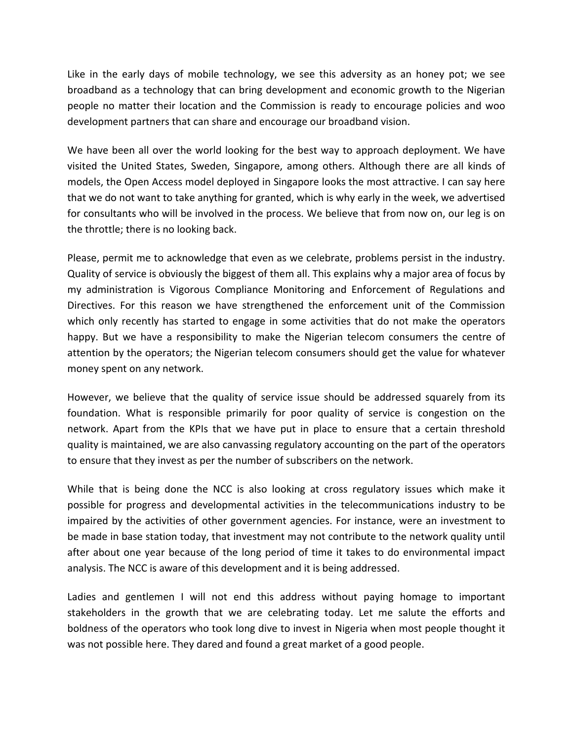Like in the early days of mobile technology, we see this adversity as an honey pot; we see broadband as a technology that can bring development and economic growth to the Nigerian people no matter their location and the Commission is ready to encourage policies and woo development partners that can share and encourage our broadband vision.

We have been all over the world looking for the best way to approach deployment. We have visited the United States, Sweden, Singapore, among others. Although there are all kinds of models, the Open Access model deployed in Singapore looks the most attractive. I can say here that we do not want to take anything for granted, which is why early in the week, we advertised for consultants who will be involved in the process. We believe that from now on, our leg is on the throttle; there is no looking back.

Please, permit me to acknowledge that even as we celebrate, problems persist in the industry. Quality of service is obviously the biggest of them all. This explains why a major area of focus by my administration is Vigorous Compliance Monitoring and Enforcement of Regulations and Directives. For this reason we have strengthened the enforcement unit of the Commission which only recently has started to engage in some activities that do not make the operators happy. But we have a responsibility to make the Nigerian telecom consumers the centre of attention by the operators; the Nigerian telecom consumers should get the value for whatever money spent on any network.

However, we believe that the quality of service issue should be addressed squarely from its foundation. What is responsible primarily for poor quality of service is congestion on the network. Apart from the KPIs that we have put in place to ensure that a certain threshold quality is maintained, we are also canvassing regulatory accounting on the part of the operators to ensure that they invest as per the number of subscribers on the network.

While that is being done the NCC is also looking at cross regulatory issues which make it possible for progress and developmental activities in the telecommunications industry to be impaired by the activities of other government agencies. For instance, were an investment to be made in base station today, that investment may not contribute to the network quality until after about one year because of the long period of time it takes to do environmental impact analysis. The NCC is aware of this development and it is being addressed.

Ladies and gentlemen I will not end this address without paying homage to important stakeholders in the growth that we are celebrating today. Let me salute the efforts and boldness of the operators who took long dive to invest in Nigeria when most people thought it was not possible here. They dared and found a great market of a good people.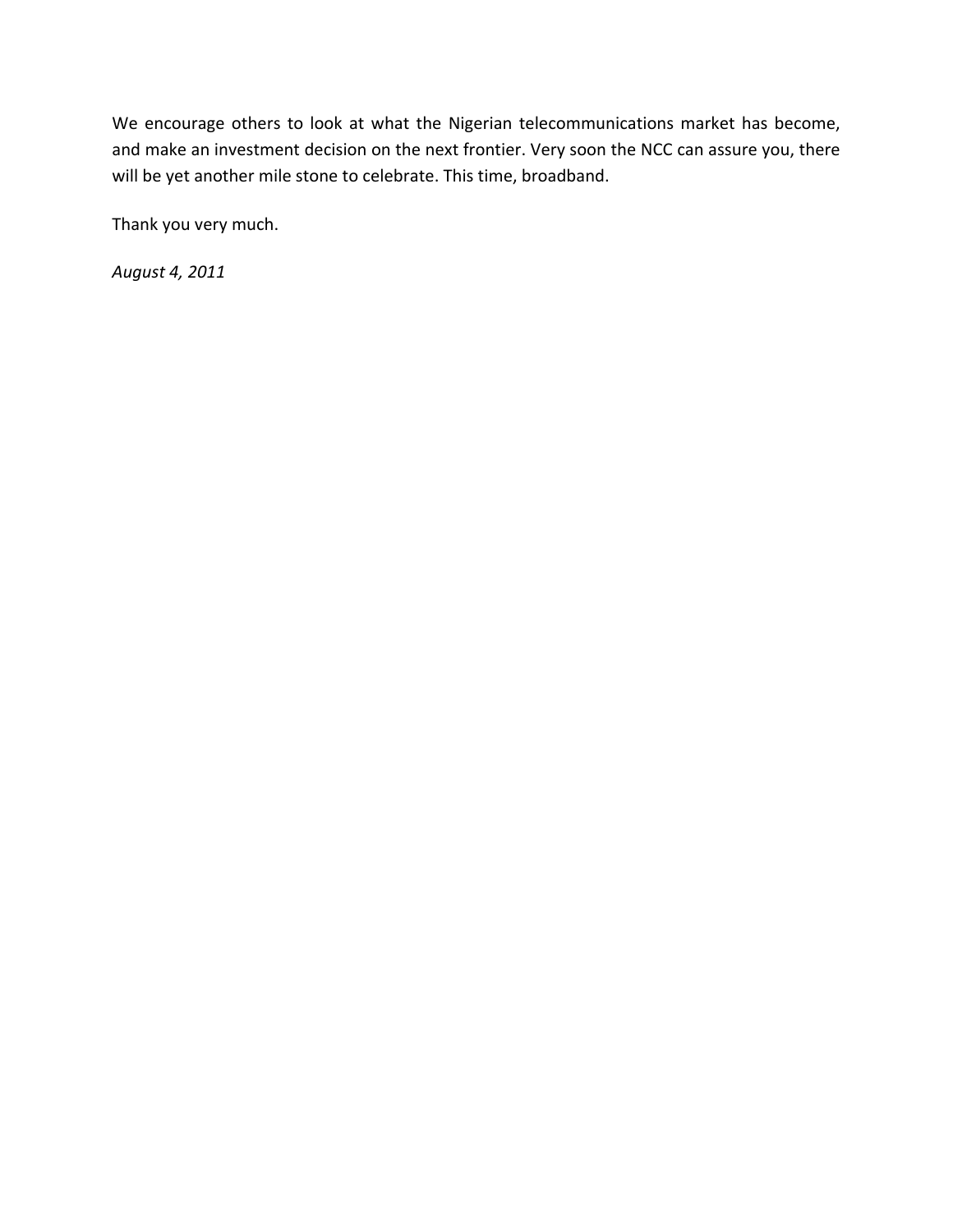We encourage others to look at what the Nigerian telecommunications market has become, and make an investment decision on the next frontier. Very soon the NCC can assure you, there will be yet another mile stone to celebrate. This time, broadband.

Thank you very much.

*August 4, 2011*